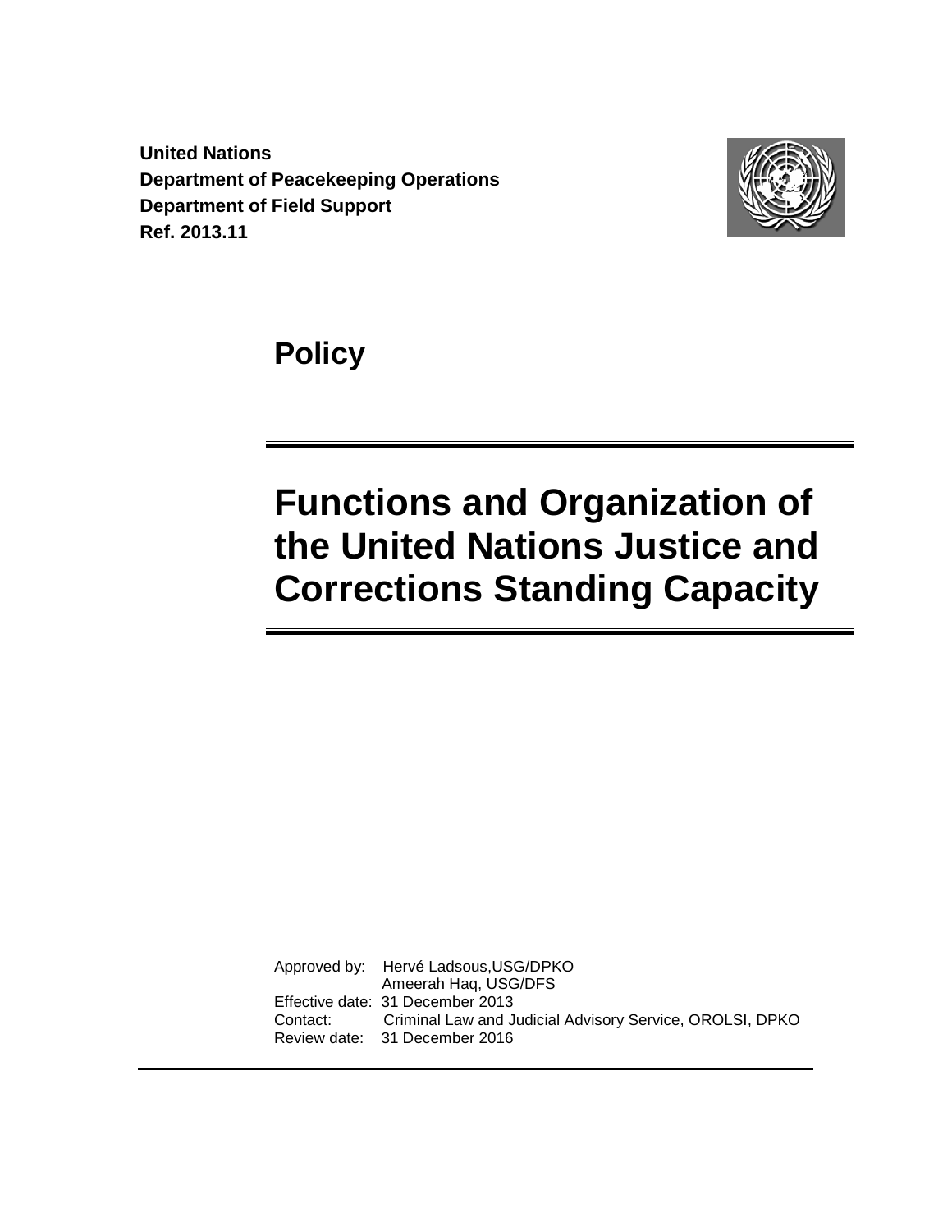**United Nations**
**Department of Peacekeeping Operations**
**Department of Field Support**
**Ref. 2013.11**

# Policy

# Functions and Organization of the United Nations Justice and Corrections Standing Capacity

Approved by: Hervé Ladsous,USG/DPKO
Ameerah Haq, USG/DFS
Effective date: 31 December 2013
Contact: Criminal Law and Judicial Advisory Service, OROLSI, DPKO
Review date: 31 December 2016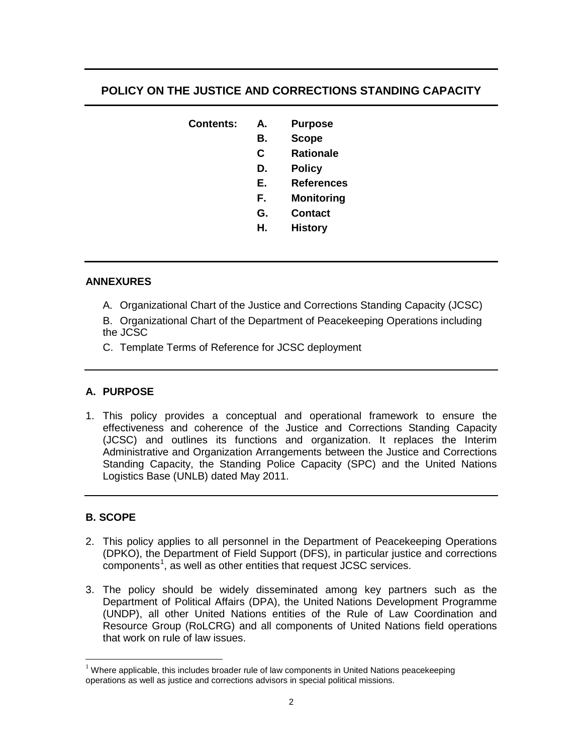# POLICY ON THE JUSTICE AND CORRECTIONS STANDING CAPACITY

**Contents:**

- **A. Purpose**
- **B. Scope**
- **C Rationale**
- **D. Policy**
- **E. References**
- **F. Monitoring**
- **G. Contact**
- **H. History**

## ANNEXURES

A. Organizational Chart of the Justice and Corrections Standing Capacity (JCSC)

B. Organizational Chart of the Department of Peacekeeping Operations including the JCSC

C. Template Terms of Reference for JCSC deployment

## A. PURPOSE

1. This policy provides a conceptual and operational framework to ensure the effectiveness and coherence of the Justice and Corrections Standing Capacity (JCSC) and outlines its functions and organization. It replaces the Interim Administrative and Organization Arrangements between the Justice and Corrections Standing Capacity, the Standing Police Capacity (SPC) and the United Nations Logistics Base (UNLB) dated May 2011.

## B. SCOPE

2. This policy applies to all personnel in the Department of Peacekeeping Operations (DPKO), the Department of Field Support (DFS), in particular justice and corrections components[1], as well as other entities that request JCSC services.

3. The policy should be widely disseminated among key partners such as the Department of Political Affairs (DPA), the United Nations Development Programme (UNDP), all other United Nations entities of the Rule of Law Coordination and Resource Group (RoLCRG) and all components of United Nations field operations that work on rule of law issues.

[1] Where applicable, this includes broader rule of law components in United Nations peacekeeping operations as well as justice and corrections advisors in special political missions.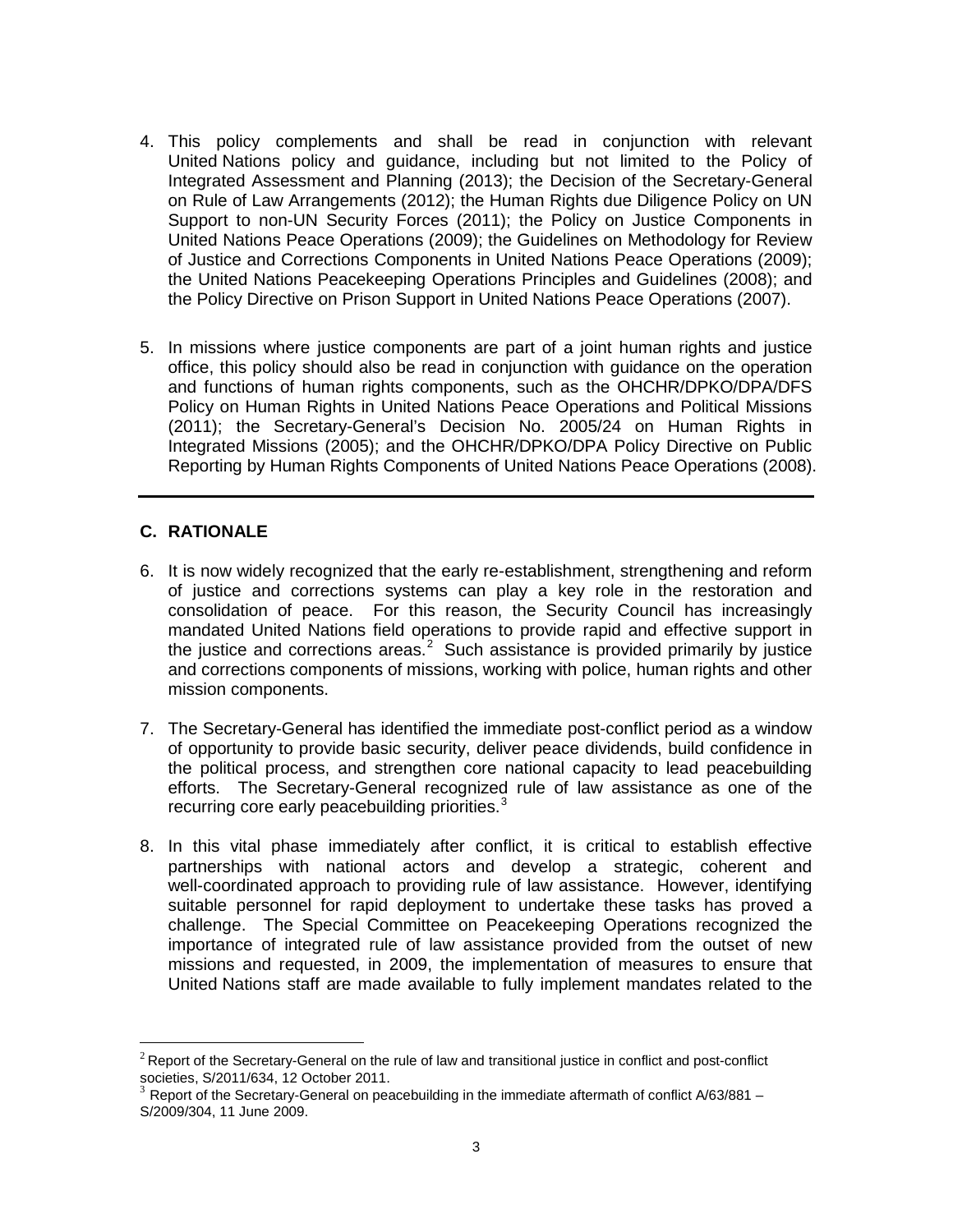4. This policy complements and shall be read in conjunction with relevant United Nations policy and guidance, including but not limited to the Policy of Integrated Assessment and Planning (2013); the Decision of the Secretary-General on Rule of Law Arrangements (2012); the Human Rights due Diligence Policy on UN Support to non-UN Security Forces (2011); the Policy on Justice Components in United Nations Peace Operations (2009); the Guidelines on Methodology for Review of Justice and Corrections Components in United Nations Peace Operations (2009); the United Nations Peacekeeping Operations Principles and Guidelines (2008); and the Policy Directive on Prison Support in United Nations Peace Operations (2007).

5. In missions where justice components are part of a joint human rights and justice office, this policy should also be read in conjunction with guidance on the operation and functions of human rights components, such as the OHCHR/DPKO/DPA/DFS Policy on Human Rights in United Nations Peace Operations and Political Missions (2011); the Secretary-General's Decision No. 2005/24 on Human Rights in Integrated Missions (2005); and the OHCHR/DPKO/DPA Policy Directive on Public Reporting by Human Rights Components of United Nations Peace Operations (2008).

---

## C. RATIONALE

6. It is now widely recognized that the early re-establishment, strengthening and reform of justice and corrections systems can play a key role in the restoration and consolidation of peace. For this reason, the Security Council has increasingly mandated United Nations field operations to provide rapid and effective support in the justice and corrections areas.[2] Such assistance is provided primarily by justice and corrections components of missions, working with police, human rights and other mission components.

7. The Secretary-General has identified the immediate post-conflict period as a window of opportunity to provide basic security, deliver peace dividends, build confidence in the political process, and strengthen core national capacity to lead peacebuilding efforts. The Secretary-General recognized rule of law assistance as one of the recurring core early peacebuilding priorities.[3]

8. In this vital phase immediately after conflict, it is critical to establish effective partnerships with national actors and develop a strategic, coherent and well-coordinated approach to providing rule of law assistance. However, identifying suitable personnel for rapid deployment to undertake these tasks has proved a challenge. The Special Committee on Peacekeeping Operations recognized the importance of integrated rule of law assistance provided from the outset of new missions and requested, in 2009, the implementation of measures to ensure that United Nations staff are made available to fully implement mandates related to the

---

[2] Report of the Secretary-General on the rule of law and transitional justice in conflict and post-conflict societies, S/2011/634, 12 October 2011.

[3] Report of the Secretary-General on peacebuilding in the immediate aftermath of conflict A/63/881 – S/2009/304, 11 June 2009.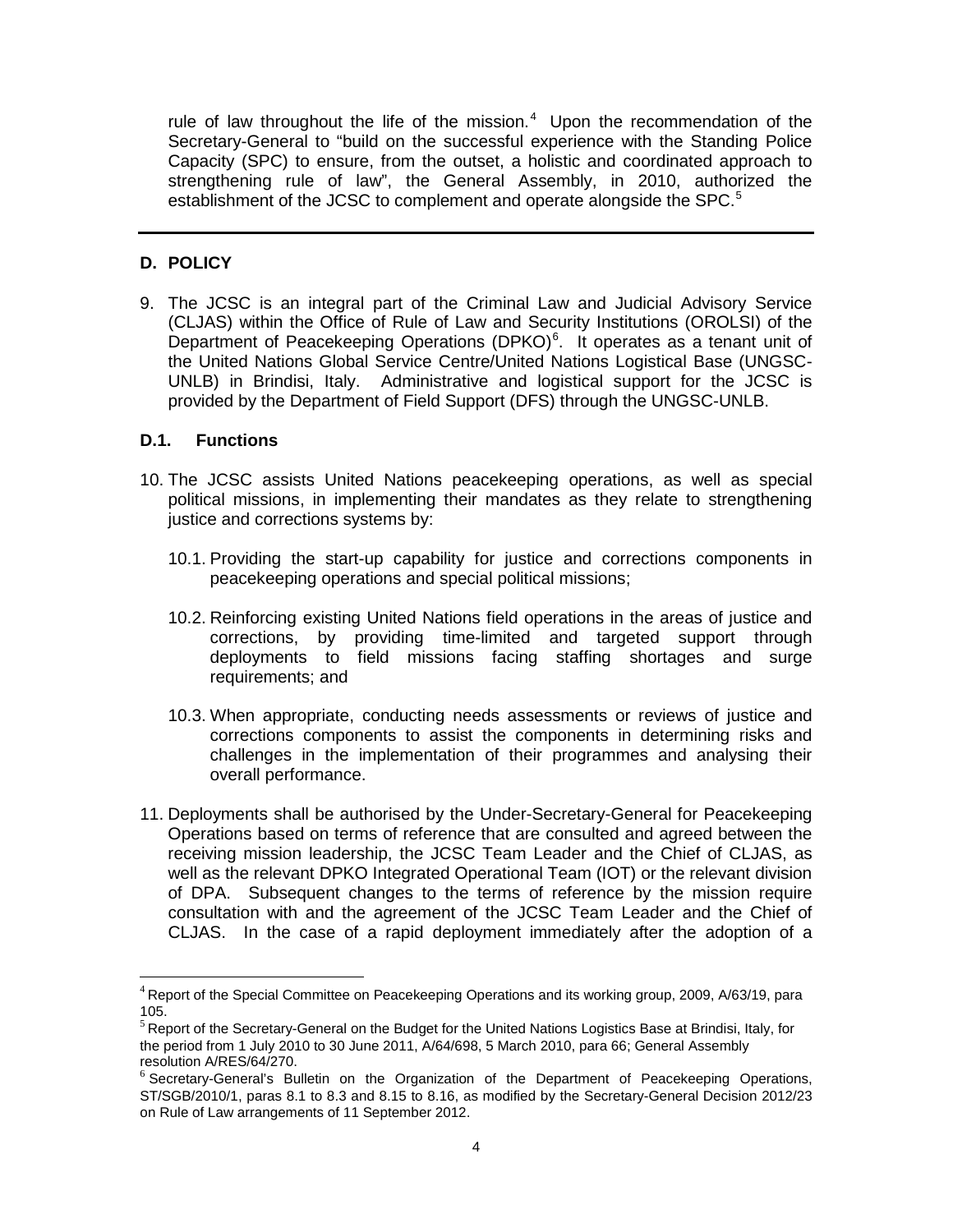rule of law throughout the life of the mission.[4] Upon the recommendation of the Secretary-General to "build on the successful experience with the Standing Police Capacity (SPC) to ensure, from the outset, a holistic and coordinated approach to strengthening rule of law", the General Assembly, in 2010, authorized the establishment of the JCSC to complement and operate alongside the SPC.[5]

---

## D. POLICY

9. The JCSC is an integral part of the Criminal Law and Judicial Advisory Service (CLJAS) within the Office of Rule of Law and Security Institutions (OROLSI) of the Department of Peacekeeping Operations (DPKO)[6]. It operates as a tenant unit of the United Nations Global Service Centre/United Nations Logistical Base (UNGSC-UNLB) in Brindisi, Italy. Administrative and logistical support for the JCSC is provided by the Department of Field Support (DFS) through the UNGSC-UNLB.

### D.1. Functions

10. The JCSC assists United Nations peacekeeping operations, as well as special political missions, in implementing their mandates as they relate to strengthening justice and corrections systems by:

    10.1. Providing the start-up capability for justice and corrections components in peacekeeping operations and special political missions;

    10.2. Reinforcing existing United Nations field operations in the areas of justice and corrections, by providing time-limited and targeted support through deployments to field missions facing staffing shortages and surge requirements; and

    10.3. When appropriate, conducting needs assessments or reviews of justice and corrections components to assist the components in determining risks and challenges in the implementation of their programmes and analysing their overall performance.

11. Deployments shall be authorised by the Under-Secretary-General for Peacekeeping Operations based on terms of reference that are consulted and agreed between the receiving mission leadership, the JCSC Team Leader and the Chief of CLJAS, as well as the relevant DPKO Integrated Operational Team (IOT) or the relevant division of DPA. Subsequent changes to the terms of reference by the mission require consultation with and the agreement of the JCSC Team Leader and the Chief of CLJAS. In the case of a rapid deployment immediately after the adoption of a

---

[4] Report of the Special Committee on Peacekeeping Operations and its working group, 2009, A/63/19, para 105.

[5] Report of the Secretary-General on the Budget for the United Nations Logistics Base at Brindisi, Italy, for the period from 1 July 2010 to 30 June 2011, A/64/698, 5 March 2010, para 66; General Assembly resolution A/RES/64/270.

[6] Secretary-General's Bulletin on the Organization of the Department of Peacekeeping Operations, ST/SGB/2010/1, paras 8.1 to 8.3 and 8.15 to 8.16, as modified by the Secretary-General Decision 2012/23 on Rule of Law arrangements of 11 September 2012.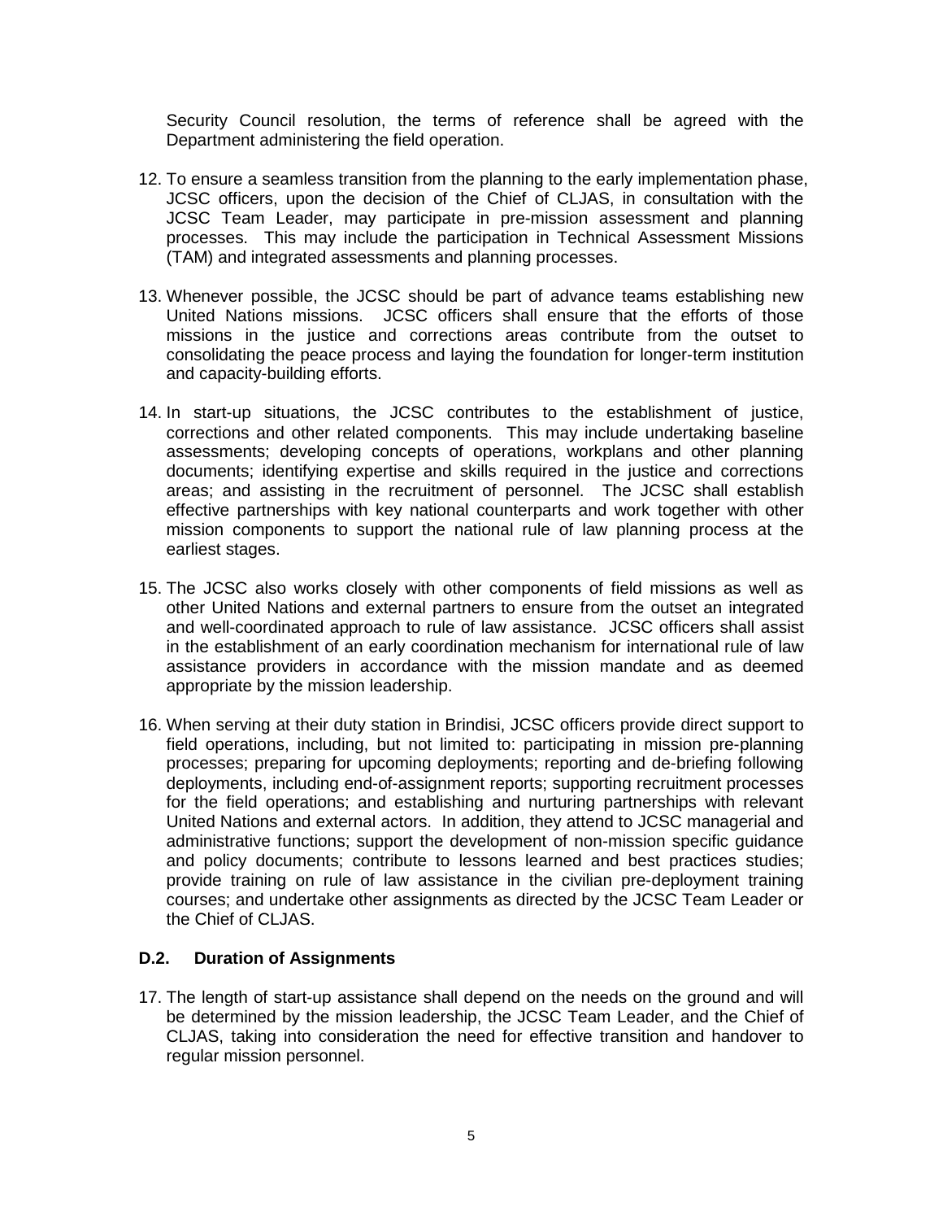Security Council resolution, the terms of reference shall be agreed with the Department administering the field operation.

12. To ensure a seamless transition from the planning to the early implementation phase, JCSC officers, upon the decision of the Chief of CLJAS, in consultation with the JCSC Team Leader, may participate in pre-mission assessment and planning processes. This may include the participation in Technical Assessment Missions (TAM) and integrated assessments and planning processes.

13. Whenever possible, the JCSC should be part of advance teams establishing new United Nations missions. JCSC officers shall ensure that the efforts of those missions in the justice and corrections areas contribute from the outset to consolidating the peace process and laying the foundation for longer-term institution and capacity-building efforts.

14. In start-up situations, the JCSC contributes to the establishment of justice, corrections and other related components. This may include undertaking baseline assessments; developing concepts of operations, workplans and other planning documents; identifying expertise and skills required in the justice and corrections areas; and assisting in the recruitment of personnel. The JCSC shall establish effective partnerships with key national counterparts and work together with other mission components to support the national rule of law planning process at the earliest stages.

15. The JCSC also works closely with other components of field missions as well as other United Nations and external partners to ensure from the outset an integrated and well-coordinated approach to rule of law assistance. JCSC officers shall assist in the establishment of an early coordination mechanism for international rule of law assistance providers in accordance with the mission mandate and as deemed appropriate by the mission leadership.

16. When serving at their duty station in Brindisi, JCSC officers provide direct support to field operations, including, but not limited to: participating in mission pre-planning processes; preparing for upcoming deployments; reporting and de-briefing following deployments, including end-of-assignment reports; supporting recruitment processes for the field operations; and establishing and nurturing partnerships with relevant United Nations and external actors. In addition, they attend to JCSC managerial and administrative functions; support the development of non-mission specific guidance and policy documents; contribute to lessons learned and best practices studies; provide training on rule of law assistance in the civilian pre-deployment training courses; and undertake other assignments as directed by the JCSC Team Leader or the Chief of CLJAS.

### D.2. Duration of Assignments

17. The length of start-up assistance shall depend on the needs on the ground and will be determined by the mission leadership, the JCSC Team Leader, and the Chief of CLJAS, taking into consideration the need for effective transition and handover to regular mission personnel.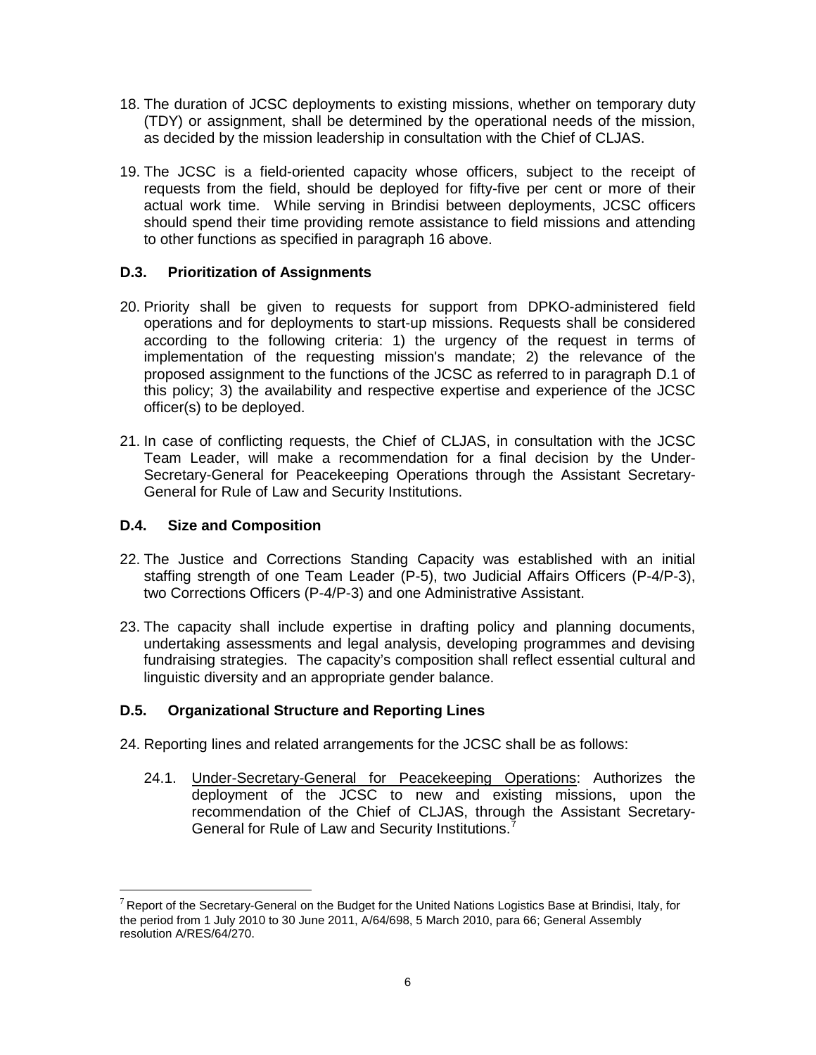18. The duration of JCSC deployments to existing missions, whether on temporary duty (TDY) or assignment, shall be determined by the operational needs of the mission, as decided by the mission leadership in consultation with the Chief of CLJAS.

19. The JCSC is a field-oriented capacity whose officers, subject to the receipt of requests from the field, should be deployed for fifty-five per cent or more of their actual work time. While serving in Brindisi between deployments, JCSC officers should spend their time providing remote assistance to field missions and attending to other functions as specified in paragraph 16 above.

### D.3. Prioritization of Assignments

20. Priority shall be given to requests for support from DPKO-administered field operations and for deployments to start-up missions. Requests shall be considered according to the following criteria: 1) the urgency of the request in terms of implementation of the requesting mission's mandate; 2) the relevance of the proposed assignment to the functions of the JCSC as referred to in paragraph D.1 of this policy; 3) the availability and respective expertise and experience of the JCSC officer(s) to be deployed.

21. In case of conflicting requests, the Chief of CLJAS, in consultation with the JCSC Team Leader, will make a recommendation for a final decision by the Under-Secretary-General for Peacekeeping Operations through the Assistant Secretary-General for Rule of Law and Security Institutions.

### D.4. Size and Composition

22. The Justice and Corrections Standing Capacity was established with an initial staffing strength of one Team Leader (P-5), two Judicial Affairs Officers (P-4/P-3), two Corrections Officers (P-4/P-3) and one Administrative Assistant.

23. The capacity shall include expertise in drafting policy and planning documents, undertaking assessments and legal analysis, developing programmes and devising fundraising strategies. The capacity's composition shall reflect essential cultural and linguistic diversity and an appropriate gender balance.

### D.5. Organizational Structure and Reporting Lines

24. Reporting lines and related arrangements for the JCSC shall be as follows:

    24.1. Under-Secretary-General for Peacekeeping Operations: Authorizes the deployment of the JCSC to new and existing missions, upon the recommendation of the Chief of CLJAS, through the Assistant Secretary-General for Rule of Law and Security Institutions.[7]

---

[7] Report of the Secretary-General on the Budget for the United Nations Logistics Base at Brindisi, Italy, for the period from 1 July 2010 to 30 June 2011, A/64/698, 5 March 2010, para 66; General Assembly resolution A/RES/64/270.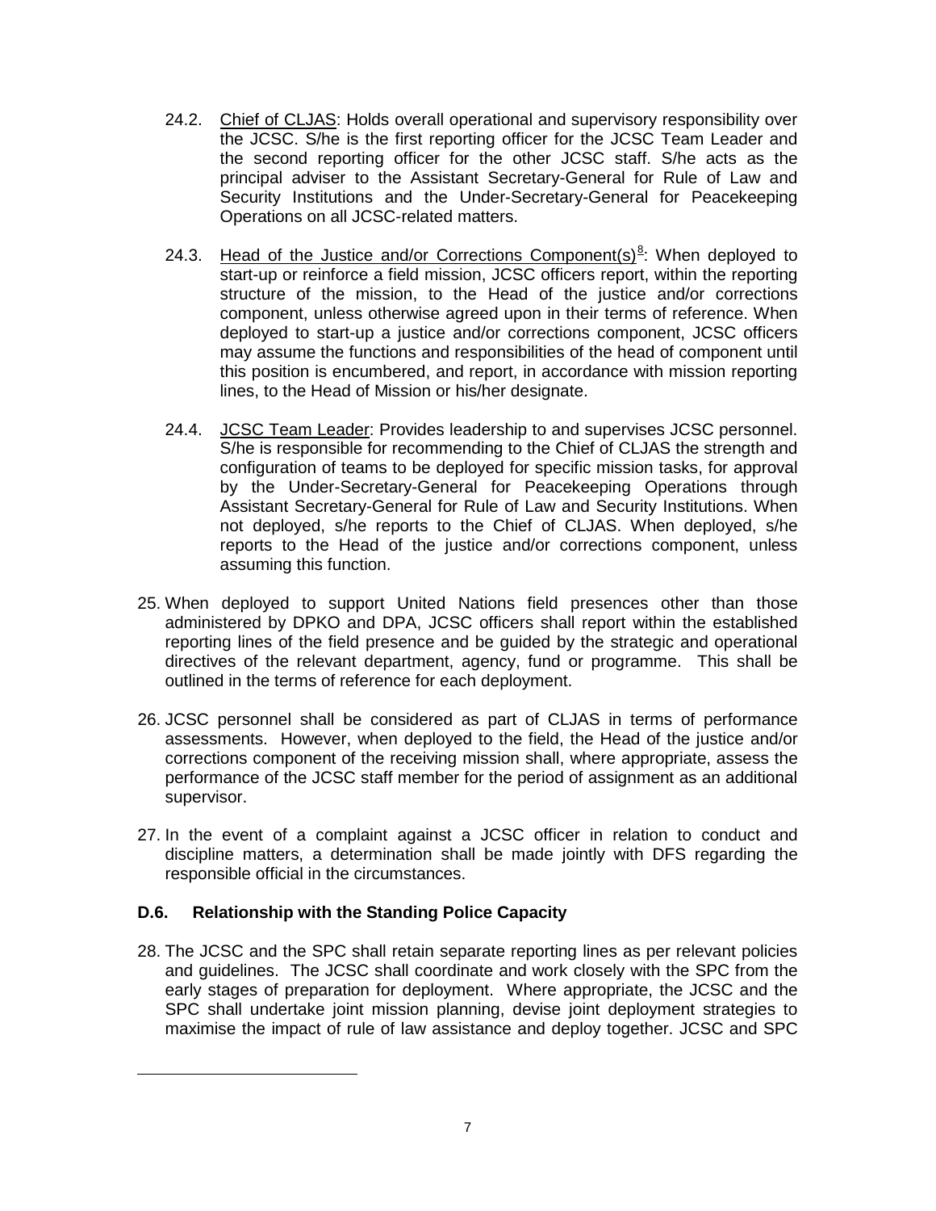24.2. Chief of CLJAS: Holds overall operational and supervisory responsibility over the JCSC. S/he is the first reporting officer for the JCSC Team Leader and the second reporting officer for the other JCSC staff. S/he acts as the principal adviser to the Assistant Secretary-General for Rule of Law and Security Institutions and the Under-Secretary-General for Peacekeeping Operations on all JCSC-related matters.

24.3. Head of the Justice and/or Corrections Component(s)[8]: When deployed to start-up or reinforce a field mission, JCSC officers report, within the reporting structure of the mission, to the Head of the justice and/or corrections component, unless otherwise agreed upon in their terms of reference. When deployed to start-up a justice and/or corrections component, JCSC officers may assume the functions and responsibilities of the head of component until this position is encumbered, and report, in accordance with mission reporting lines, to the Head of Mission or his/her designate.

24.4. JCSC Team Leader: Provides leadership to and supervises JCSC personnel. S/he is responsible for recommending to the Chief of CLJAS the strength and configuration of teams to be deployed for specific mission tasks, for approval by the Under-Secretary-General for Peacekeeping Operations through Assistant Secretary-General for Rule of Law and Security Institutions. When not deployed, s/he reports to the Chief of CLJAS. When deployed, s/he reports to the Head of the justice and/or corrections component, unless assuming this function.

25. When deployed to support United Nations field presences other than those administered by DPKO and DPA, JCSC officers shall report within the established reporting lines of the field presence and be guided by the strategic and operational directives of the relevant department, agency, fund or programme. This shall be outlined in the terms of reference for each deployment.

26. JCSC personnel shall be considered as part of CLJAS in terms of performance assessments. However, when deployed to the field, the Head of the justice and/or corrections component of the receiving mission shall, where appropriate, assess the performance of the JCSC staff member for the period of assignment as an additional supervisor.

27. In the event of a complaint against a JCSC officer in relation to conduct and discipline matters, a determination shall be made jointly with DFS regarding the responsible official in the circumstances.

### D.6. Relationship with the Standing Police Capacity

28. The JCSC and the SPC shall retain separate reporting lines as per relevant policies and guidelines. The JCSC shall coordinate and work closely with the SPC from the early stages of preparation for deployment. Where appropriate, the JCSC and the SPC shall undertake joint mission planning, devise joint deployment strategies to maximise the impact of rule of law assistance and deploy together. JCSC and SPC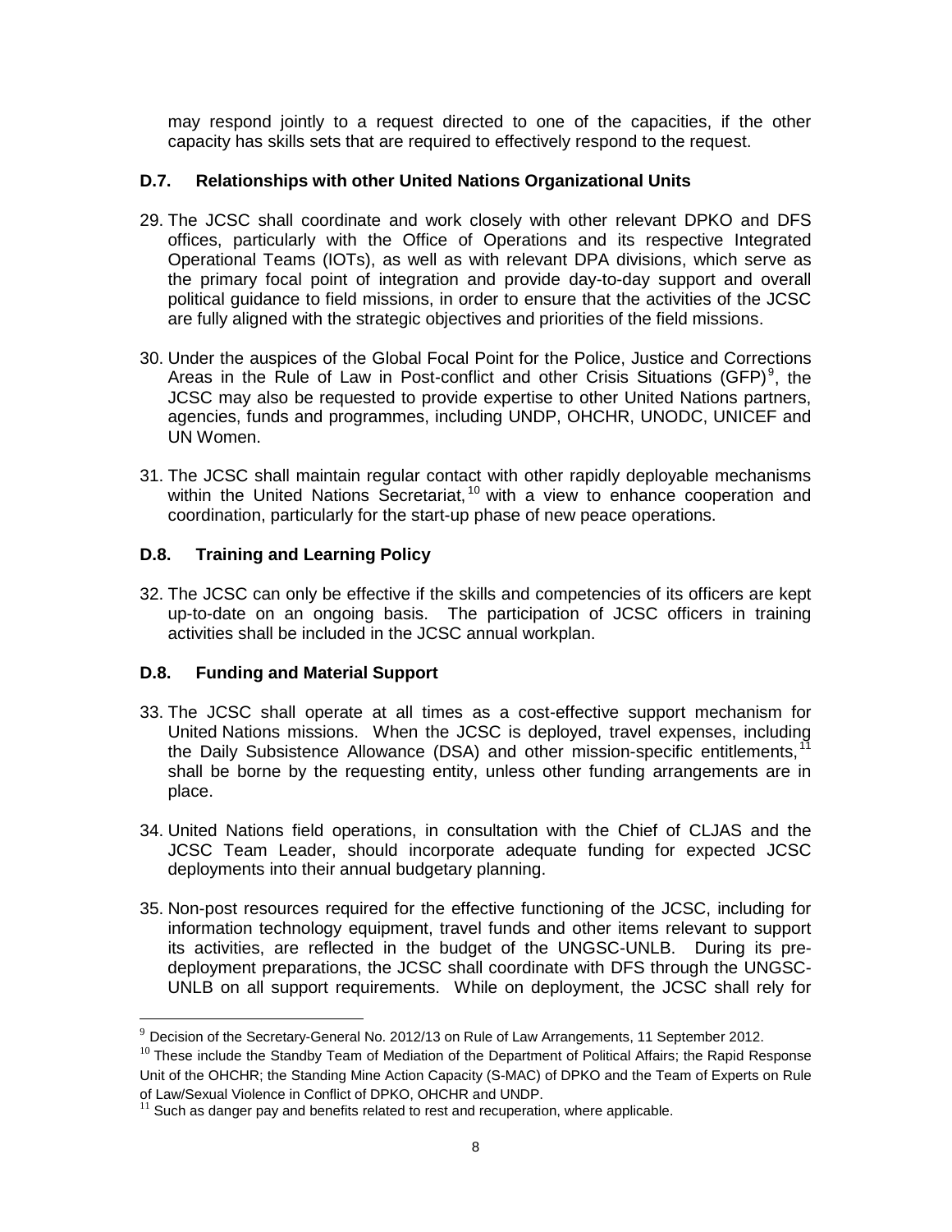may respond jointly to a request directed to one of the capacities, if the other capacity has skills sets that are required to effectively respond to the request.

### D.7. Relationships with other United Nations Organizational Units

29. The JCSC shall coordinate and work closely with other relevant DPKO and DFS offices, particularly with the Office of Operations and its respective Integrated Operational Teams (IOTs), as well as with relevant DPA divisions, which serve as the primary focal point of integration and provide day-to-day support and overall political guidance to field missions, in order to ensure that the activities of the JCSC are fully aligned with the strategic objectives and priorities of the field missions.

30. Under the auspices of the Global Focal Point for the Police, Justice and Corrections Areas in the Rule of Law in Post-conflict and other Crisis Situations (GFP)[9], the JCSC may also be requested to provide expertise to other United Nations partners, agencies, funds and programmes, including UNDP, OHCHR, UNODC, UNICEF and UN Women.

31. The JCSC shall maintain regular contact with other rapidly deployable mechanisms within the United Nations Secretariat,[10] with a view to enhance cooperation and coordination, particularly for the start-up phase of new peace operations.

### D.8. Training and Learning Policy

32. The JCSC can only be effective if the skills and competencies of its officers are kept up-to-date on an ongoing basis. The participation of JCSC officers in training activities shall be included in the JCSC annual workplan.

### D.8. Funding and Material Support

33. The JCSC shall operate at all times as a cost-effective support mechanism for United Nations missions. When the JCSC is deployed, travel expenses, including the Daily Subsistence Allowance (DSA) and other mission-specific entitlements,[11] shall be borne by the requesting entity, unless other funding arrangements are in place.

34. United Nations field operations, in consultation with the Chief of CLJAS and the JCSC Team Leader, should incorporate adequate funding for expected JCSC deployments into their annual budgetary planning.

35. Non-post resources required for the effective functioning of the JCSC, including for information technology equipment, travel funds and other items relevant to support its activities, are reflected in the budget of the UNGSC-UNLB. During its pre-deployment preparations, the JCSC shall coordinate with DFS through the UNGSC-UNLB on all support requirements. While on deployment, the JCSC shall rely for

---

[9] Decision of the Secretary-General No. 2012/13 on Rule of Law Arrangements, 11 September 2012.

[10] These include the Standby Team of Mediation of the Department of Political Affairs; the Rapid Response Unit of the OHCHR; the Standing Mine Action Capacity (S-MAC) of DPKO and the Team of Experts on Rule of Law/Sexual Violence in Conflict of DPKO, OHCHR and UNDP.

[11] Such as danger pay and benefits related to rest and recuperation, where applicable.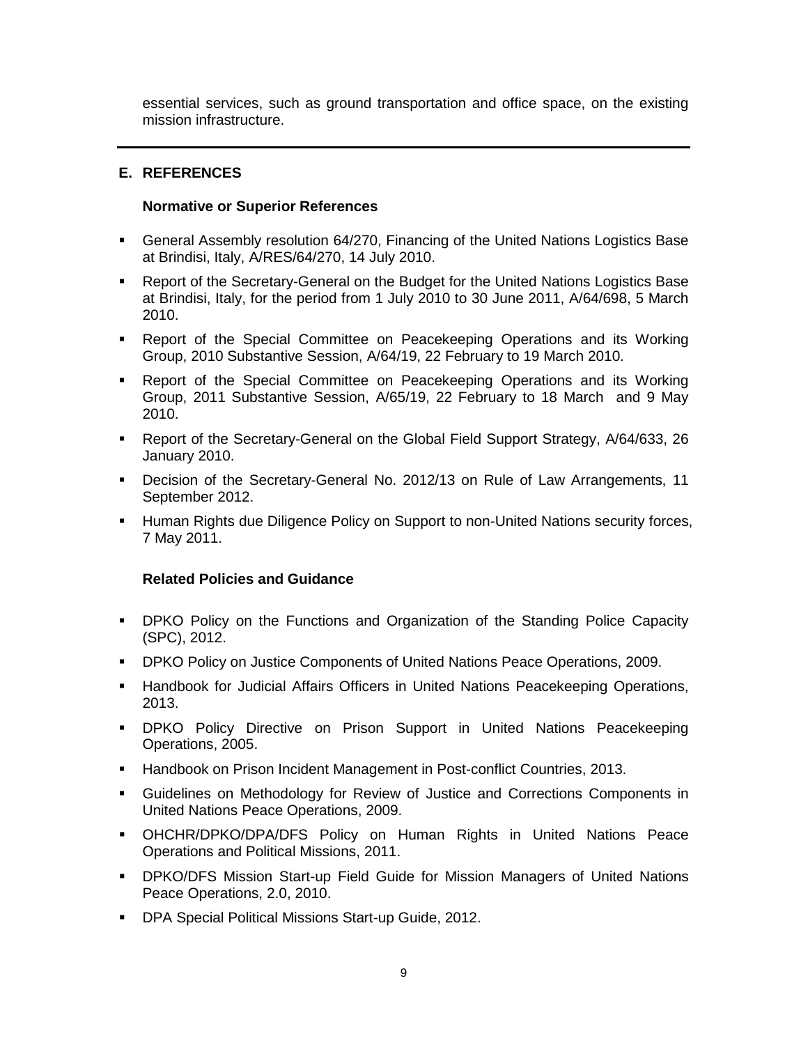essential services, such as ground transportation and office space, on the existing mission infrastructure.

---

## E. REFERENCES

### Normative or Superior References

- General Assembly resolution 64/270, Financing of the United Nations Logistics Base at Brindisi, Italy, A/RES/64/270, 14 July 2010.
- Report of the Secretary-General on the Budget for the United Nations Logistics Base at Brindisi, Italy, for the period from 1 July 2010 to 30 June 2011, A/64/698, 5 March 2010.
- Report of the Special Committee on Peacekeeping Operations and its Working Group, 2010 Substantive Session, A/64/19, 22 February to 19 March 2010.
- Report of the Special Committee on Peacekeeping Operations and its Working Group, 2011 Substantive Session, A/65/19, 22 February to 18 March and 9 May 2010.
- Report of the Secretary-General on the Global Field Support Strategy, A/64/633, 26 January 2010.
- Decision of the Secretary-General No. 2012/13 on Rule of Law Arrangements, 11 September 2012.
- Human Rights due Diligence Policy on Support to non-United Nations security forces, 7 May 2011.

### Related Policies and Guidance

- DPKO Policy on the Functions and Organization of the Standing Police Capacity (SPC), 2012.
- DPKO Policy on Justice Components of United Nations Peace Operations, 2009.
- Handbook for Judicial Affairs Officers in United Nations Peacekeeping Operations, 2013.
- DPKO Policy Directive on Prison Support in United Nations Peacekeeping Operations, 2005.
- Handbook on Prison Incident Management in Post-conflict Countries, 2013.
- Guidelines on Methodology for Review of Justice and Corrections Components in United Nations Peace Operations, 2009.
- OHCHR/DPKO/DPA/DFS Policy on Human Rights in United Nations Peace Operations and Political Missions, 2011.
- DPKO/DFS Mission Start-up Field Guide for Mission Managers of United Nations Peace Operations, 2.0, 2010.
- DPA Special Political Missions Start-up Guide, 2012.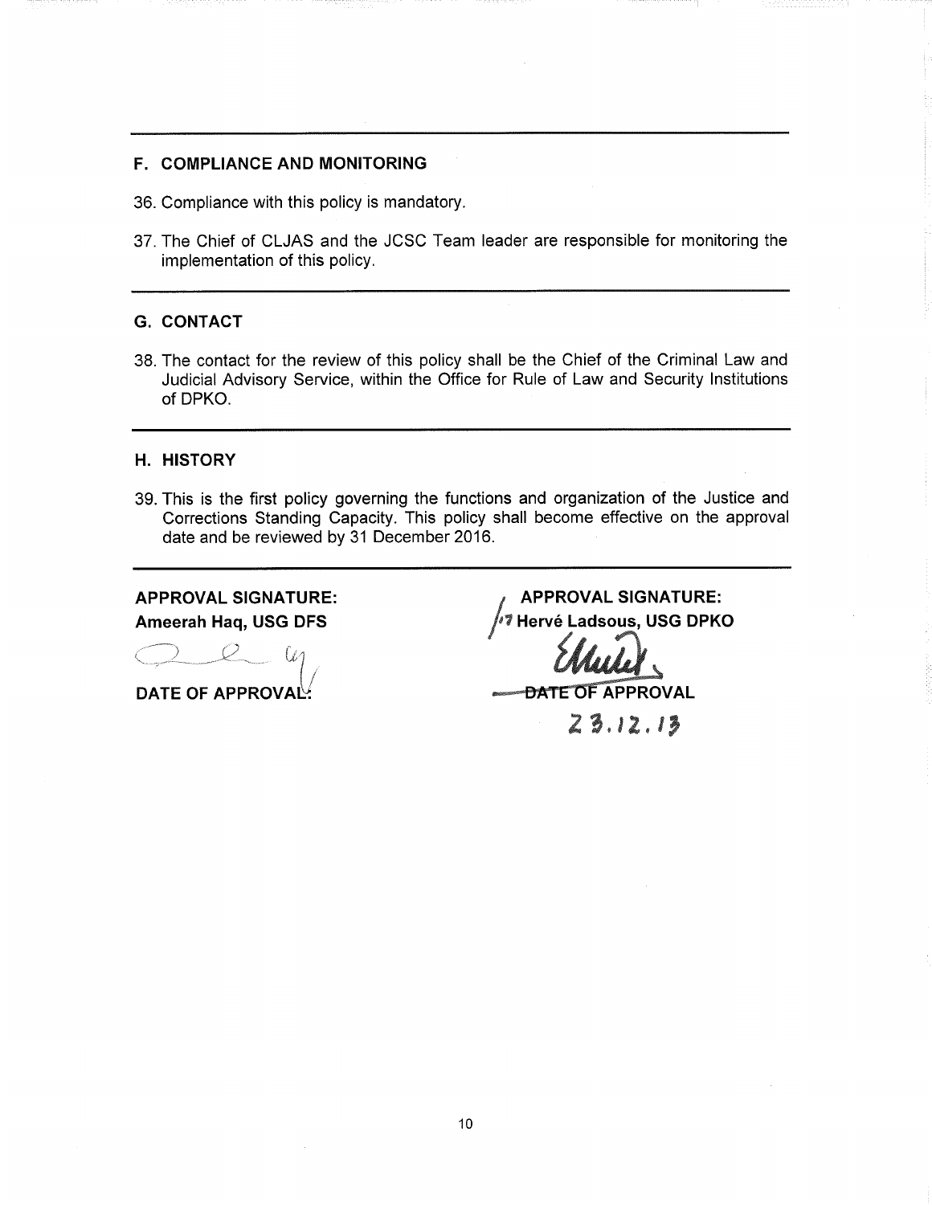## F. COMPLIANCE AND MONITORING

36. Compliance with this policy is mandatory.

37. The Chief of CLJAS and the JCSC Team leader are responsible for monitoring the implementation of this policy.

## G. CONTACT

38. The contact for the review of this policy shall be the Chief of the Criminal Law and Judicial Advisory Service, within the Office for Rule of Law and Security Institutions of DPKO.

## H. HISTORY

39. This is the first policy governing the functions and organization of the Justice and Corrections Standing Capacity. This policy shall become effective on the approval date and be reviewed by 31 December 2016.

**APPROVAL SIGNATURE:**
**Ameerah Haq, USG DFS**

**DATE OF APPROVAL:**

**APPROVAL SIGNATURE:**
**/r7 Hervé Ladsous, USG DPKO**

**DATE OF APPROVAL**

23.12.13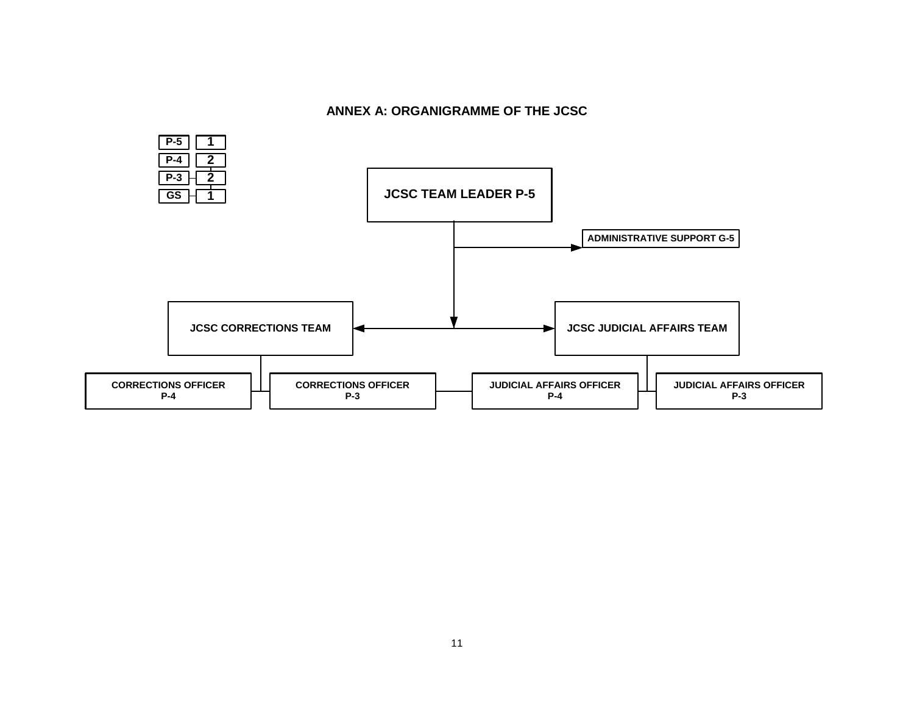# ANNEX A: ORGANIGRAMME OF THE JCSC

| Grade | Number |
|---|---|
| P-5 | 1 |
| P-4 | 2 |
| P-3 | 2 |
| GS | 1 |

**JCSC TEAM LEADER P-5**

- **ADMINISTRATIVE SUPPORT G-5**
- **JCSC CORRECTIONS TEAM**
  - **CORRECTIONS OFFICER P-4**
  - **CORRECTIONS OFFICER P-3**
- **JCSC JUDICIAL AFFAIRS TEAM**
  - **JUDICIAL AFFAIRS OFFICER P-4**
  - **JUDICIAL AFFAIRS OFFICER P-3**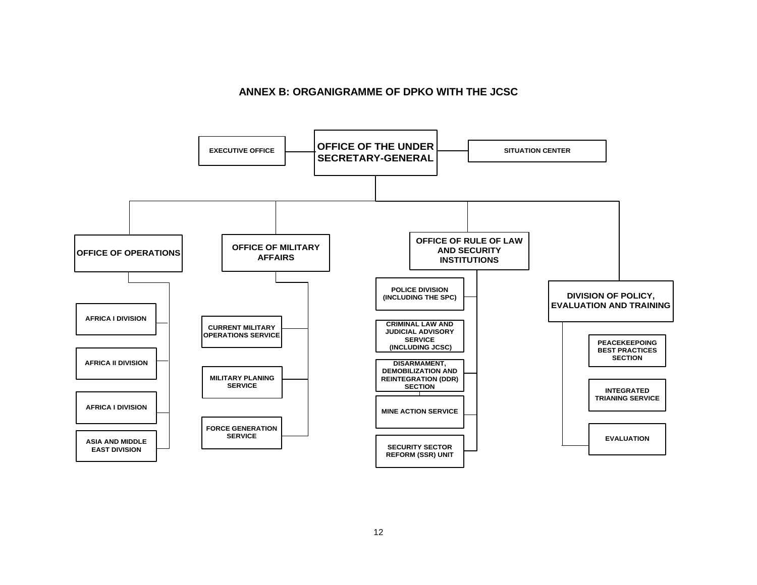## ANNEX B: ORGANIGRAMME OF DPKO WITH THE JCSC

- **OFFICE OF THE UNDER SECRETARY-GENERAL**
  - EXECUTIVE OFFICE
  - SITUATION CENTER
  - **OFFICE OF OPERATIONS**
    - AFRICA I DIVISION
    - AFRICA II DIVISION
    - AFRICA I DIVISION
    - ASIA AND MIDDLE EAST DIVISION
  - **OFFICE OF MILITARY AFFAIRS**
    - CURRENT MILITARY OPERATIONS SERVICE
    - MILITARY PLANING SERVICE
    - FORCE GENERATION SERVICE
  - **OFFICE OF RULE OF LAW AND SECURITY INSTITUTIONS**
    - POLICE DIVISION (INCLUDING THE SPC)
    - CRIMINAL LAW AND JUDICIAL ADVISORY SERVICE (INCLUDING JCSC)
    - DISARMAMENT, DEMOBILIZATION AND REINTEGRATION (DDR) SECTION
    - MINE ACTION SERVICE
    - SECURITY SECTOR REFORM (SSR) UNIT
  - **DIVISION OF POLICY, EVALUATION AND TRAINING**
    - PEACEKEEPOING BEST PRACTICES SECTION
    - INTEGRATED TRIANING SERVICE
    - EVALUATION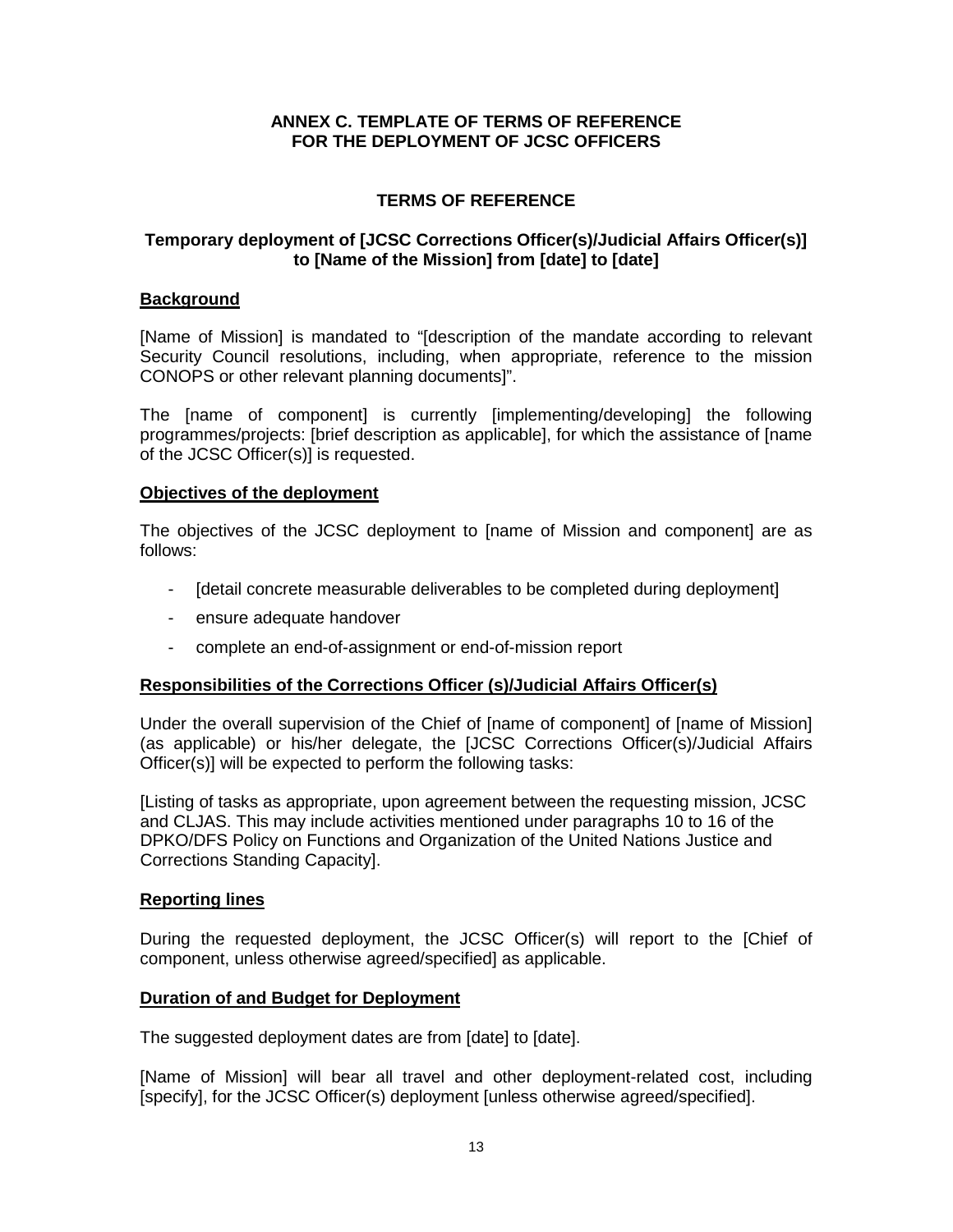## ANNEX C. TEMPLATE OF TERMS OF REFERENCE FOR THE DEPLOYMENT OF JCSC OFFICERS

### TERMS OF REFERENCE

### Temporary deployment of [JCSC Corrections Officer(s)/Judicial Affairs Officer(s)] to [Name of the Mission] from [date] to [date]

**Background**

[Name of Mission] is mandated to "[description of the mandate according to relevant Security Council resolutions, including, when appropriate, reference to the mission CONOPS or other relevant planning documents]".

The [name of component] is currently [implementing/developing] the following programmes/projects: [brief description as applicable], for which the assistance of [name of the JCSC Officer(s)] is requested.

**Objectives of the deployment**

The objectives of the JCSC deployment to [name of Mission and component] are as follows:

- [detail concrete measurable deliverables to be completed during deployment]
- ensure adequate handover
- complete an end-of-assignment or end-of-mission report

**Responsibilities of the Corrections Officer (s)/Judicial Affairs Officer(s)**

Under the overall supervision of the Chief of [name of component] of [name of Mission] (as applicable) or his/her delegate, the [JCSC Corrections Officer(s)/Judicial Affairs Officer(s)] will be expected to perform the following tasks:

[Listing of tasks as appropriate, upon agreement between the requesting mission, JCSC and CLJAS. This may include activities mentioned under paragraphs 10 to 16 of the DPKO/DFS Policy on Functions and Organization of the United Nations Justice and Corrections Standing Capacity].

**Reporting lines**

During the requested deployment, the JCSC Officer(s) will report to the [Chief of component, unless otherwise agreed/specified] as applicable.

**Duration of and Budget for Deployment**

The suggested deployment dates are from [date] to [date].

[Name of Mission] will bear all travel and other deployment-related cost, including [specify], for the JCSC Officer(s) deployment [unless otherwise agreed/specified].